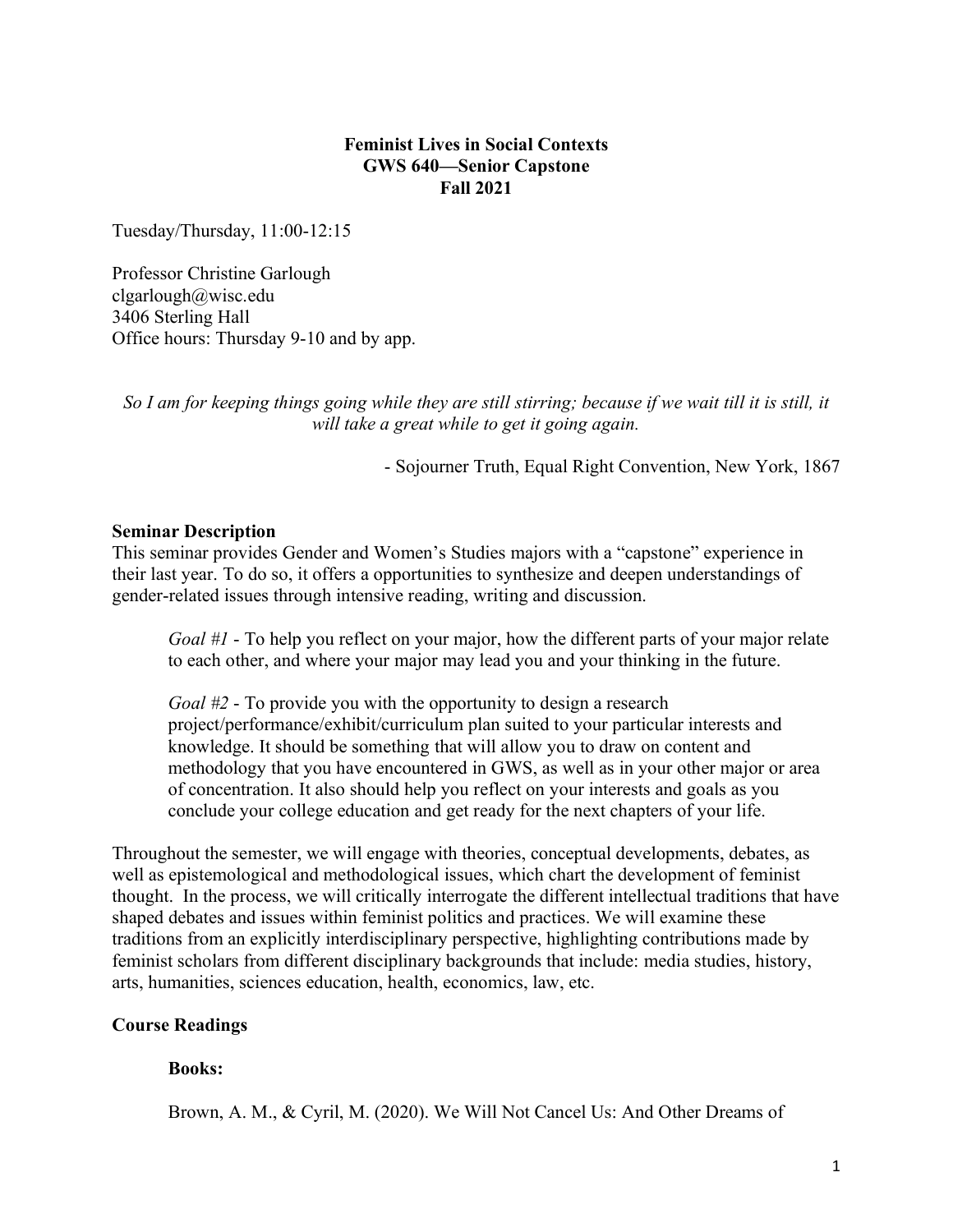**Feminist Lives in Social Contexts**
**GWS 640—Senior Capstone**
**Fall 2021**

Tuesday/Thursday, 11:00-12:15

Professor Christine Garlough
clgarlough@wisc.edu
3406 Sterling Hall
Office hours: Thursday 9-10 and by app.

*So I am for keeping things going while they are still stirring; because if we wait till it is still, it will take a great while to get it going again.*

- Sojourner Truth, Equal Right Convention, New York, 1867

**Seminar Description**

This seminar provides Gender and Women's Studies majors with a "capstone" experience in their last year. To do so, it offers a opportunities to synthesize and deepen understandings of gender-related issues through intensive reading, writing and discussion.

> *Goal #1* - To help you reflect on your major, how the different parts of your major relate to each other, and where your major may lead you and your thinking in the future.
>
> *Goal #2* - To provide you with the opportunity to design a research project/performance/exhibit/curriculum plan suited to your particular interests and knowledge. It should be something that will allow you to draw on content and methodology that you have encountered in GWS, as well as in your other major or area of concentration. It also should help you reflect on your interests and goals as you conclude your college education and get ready for the next chapters of your life.

Throughout the semester, we will engage with theories, conceptual developments, debates, as well as epistemological and methodological issues, which chart the development of feminist thought. In the process, we will critically interrogate the different intellectual traditions that have shaped debates and issues within feminist politics and practices. We will examine these traditions from an explicitly interdisciplinary perspective, highlighting contributions made by feminist scholars from different disciplinary backgrounds that include: media studies, history, arts, humanities, sciences education, health, economics, law, etc.

**Course Readings**

**Books:**

Brown, A. M., & Cyril, M. (2020). We Will Not Cancel Us: And Other Dreams of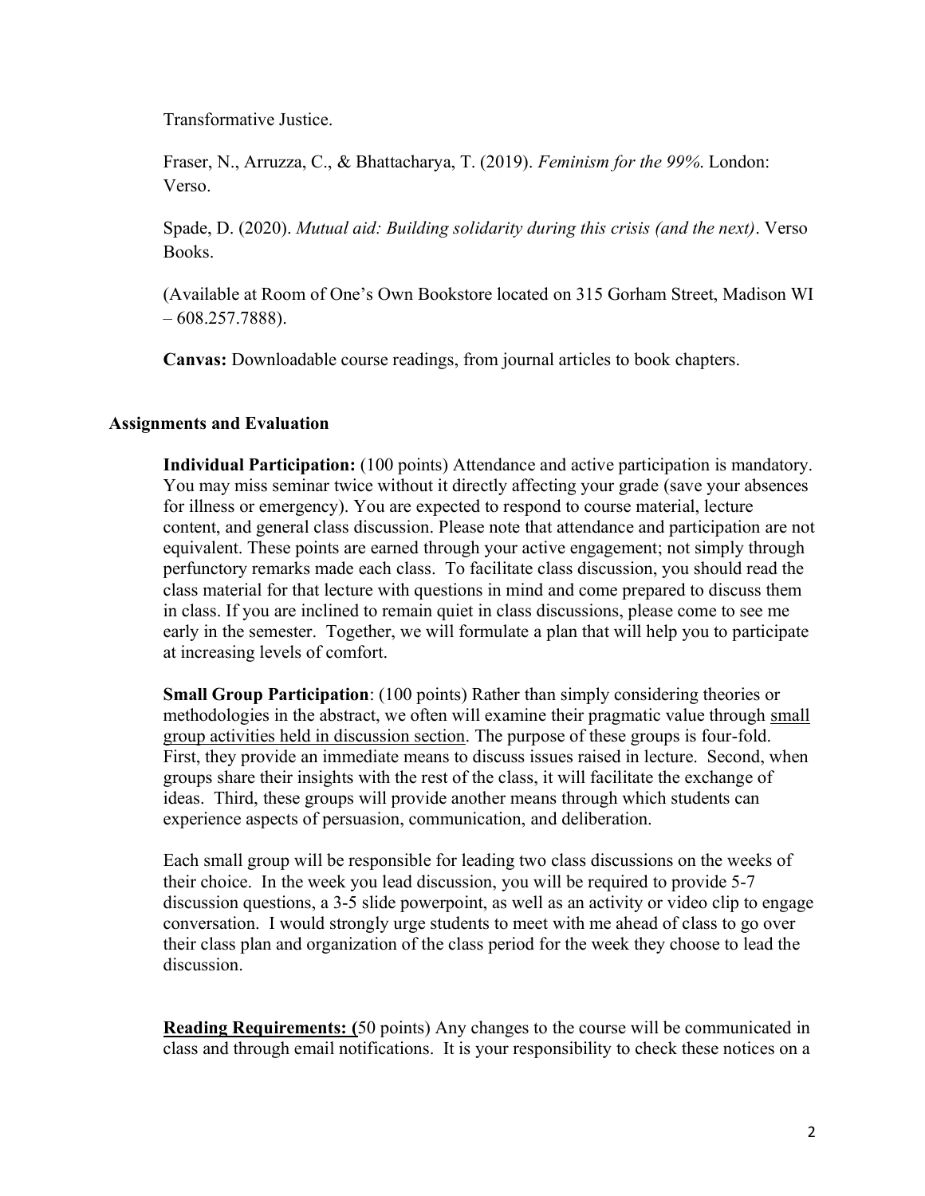Transformative Justice.

Fraser, N., Arruzza, C., & Bhattacharya, T. (2019). *Feminism for the 99%*. London: Verso.

Spade, D. (2020). *Mutual aid: Building solidarity during this crisis (and the next)*. Verso Books.

(Available at Room of One's Own Bookstore located on 315 Gorham Street, Madison WI – 608.257.7888).

**Canvas:** Downloadable course readings, from journal articles to book chapters.

## Assignments and Evaluation

**Individual Participation:** (100 points) Attendance and active participation is mandatory. You may miss seminar twice without it directly affecting your grade (save your absences for illness or emergency). You are expected to respond to course material, lecture content, and general class discussion. Please note that attendance and participation are not equivalent. These points are earned through your active engagement; not simply through perfunctory remarks made each class. To facilitate class discussion, you should read the class material for that lecture with questions in mind and come prepared to discuss them in class. If you are inclined to remain quiet in class discussions, please come to see me early in the semester. Together, we will formulate a plan that will help you to participate at increasing levels of comfort.

**Small Group Participation**: (100 points) Rather than simply considering theories or methodologies in the abstract, we often will examine their pragmatic value through <u>small group activities held in discussion section</u>. The purpose of these groups is four-fold. First, they provide an immediate means to discuss issues raised in lecture. Second, when groups share their insights with the rest of the class, it will facilitate the exchange of ideas. Third, these groups will provide another means through which students can experience aspects of persuasion, communication, and deliberation.

Each small group will be responsible for leading two class discussions on the weeks of their choice. In the week you lead discussion, you will be required to provide 5-7 discussion questions, a 3-5 slide powerpoint, as well as an activity or video clip to engage conversation. I would strongly urge students to meet with me ahead of class to go over their class plan and organization of the class period for the week they choose to lead the discussion.

<u>**Reading Requirements: (**</u>50 points) Any changes to the course will be communicated in class and through email notifications. It is your responsibility to check these notices on a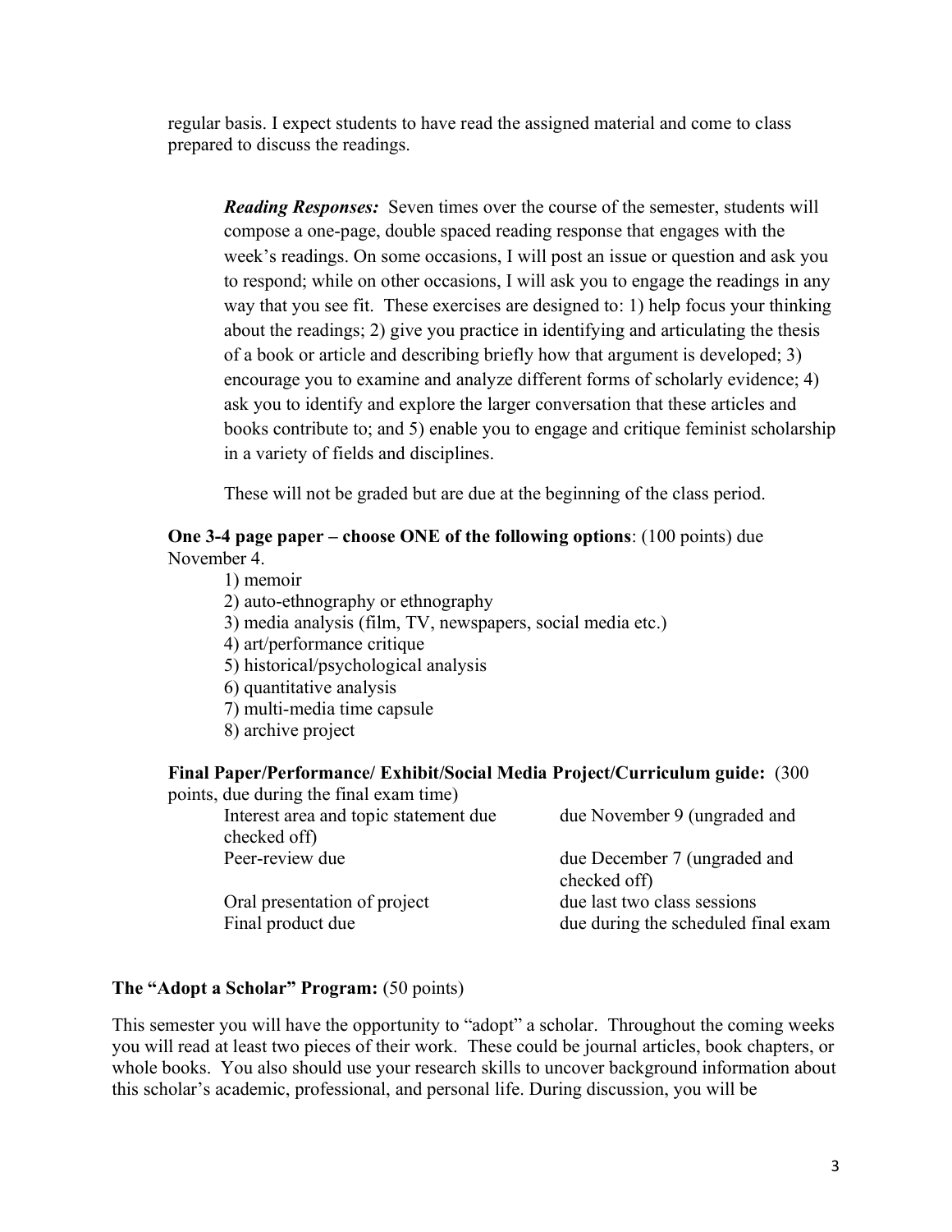regular basis. I expect students to have read the assigned material and come to class prepared to discuss the readings.

***Reading Responses:*** Seven times over the course of the semester, students will compose a one-page, double spaced reading response that engages with the week's readings. On some occasions, I will post an issue or question and ask you to respond; while on other occasions, I will ask you to engage the readings in any way that you see fit. These exercises are designed to: 1) help focus your thinking about the readings; 2) give you practice in identifying and articulating the thesis of a book or article and describing briefly how that argument is developed; 3) encourage you to examine and analyze different forms of scholarly evidence; 4) ask you to identify and explore the larger conversation that these articles and books contribute to; and 5) enable you to engage and critique feminist scholarship in a variety of fields and disciplines.

These will not be graded but are due at the beginning of the class period.

**One 3-4 page paper – choose ONE of the following options**: (100 points) due November 4.

1) memoir
2) auto-ethnography or ethnography
3) media analysis (film, TV, newspapers, social media etc.)
4) art/performance critique
5) historical/psychological analysis
6) quantitative analysis
7) multi-media time capsule
8) archive project

**Final Paper/Performance/ Exhibit/Social Media Project/Curriculum guide:** (300 points, due during the final exam time)

| | |
|---|---|
| Interest area and topic statement due | due November 9 (ungraded and checked off) |
| Peer-review due | due December 7 (ungraded and checked off) |
| Oral presentation of project | due last two class sessions |
| Final product due | due during the scheduled final exam |

**The "Adopt a Scholar" Program:** (50 points)

This semester you will have the opportunity to "adopt" a scholar. Throughout the coming weeks you will read at least two pieces of their work. These could be journal articles, book chapters, or whole books. You also should use your research skills to uncover background information about this scholar's academic, professional, and personal life. During discussion, you will be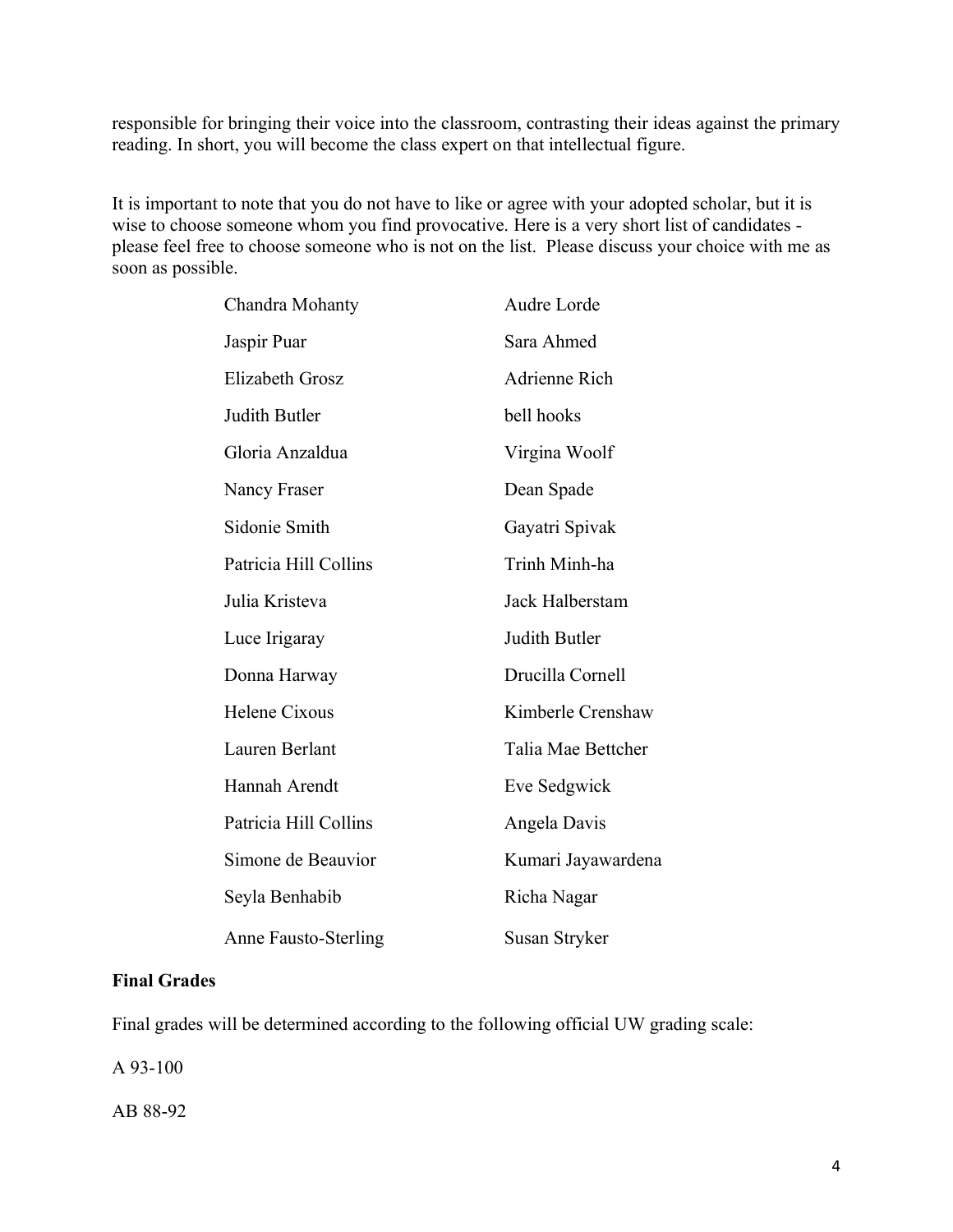responsible for bringing their voice into the classroom, contrasting their ideas against the primary reading. In short, you will become the class expert on that intellectual figure.

It is important to note that you do not have to like or agree with your adopted scholar, but it is wise to choose someone whom you find provocative. Here is a very short list of candidates - please feel free to choose someone who is not on the list. Please discuss your choice with me as soon as possible.

| | |
|---|---|
| Chandra Mohanty | Audre Lorde |
| Jaspir Puar | Sara Ahmed |
| Elizabeth Grosz | Adrienne Rich |
| Judith Butler | bell hooks |
| Gloria Anzaldua | Virgina Woolf |
| Nancy Fraser | Dean Spade |
| Sidonie Smith | Gayatri Spivak |
| Patricia Hill Collins | Trinh Minh-ha |
| Julia Kristeva | Jack Halberstam |
| Luce Irigaray | Judith Butler |
| Donna Harway | Drucilla Cornell |
| Helene Cixous | Kimberle Crenshaw |
| Lauren Berlant | Talia Mae Bettcher |
| Hannah Arendt | Eve Sedgwick |
| Patricia Hill Collins | Angela Davis |
| Simone de Beauvior | Kumari Jayawardena |
| Seyla Benhabib | Richa Nagar |
| Anne Fausto-Sterling | Susan Stryker |

**Final Grades**

Final grades will be determined according to the following official UW grading scale:

A 93-100

AB 88-92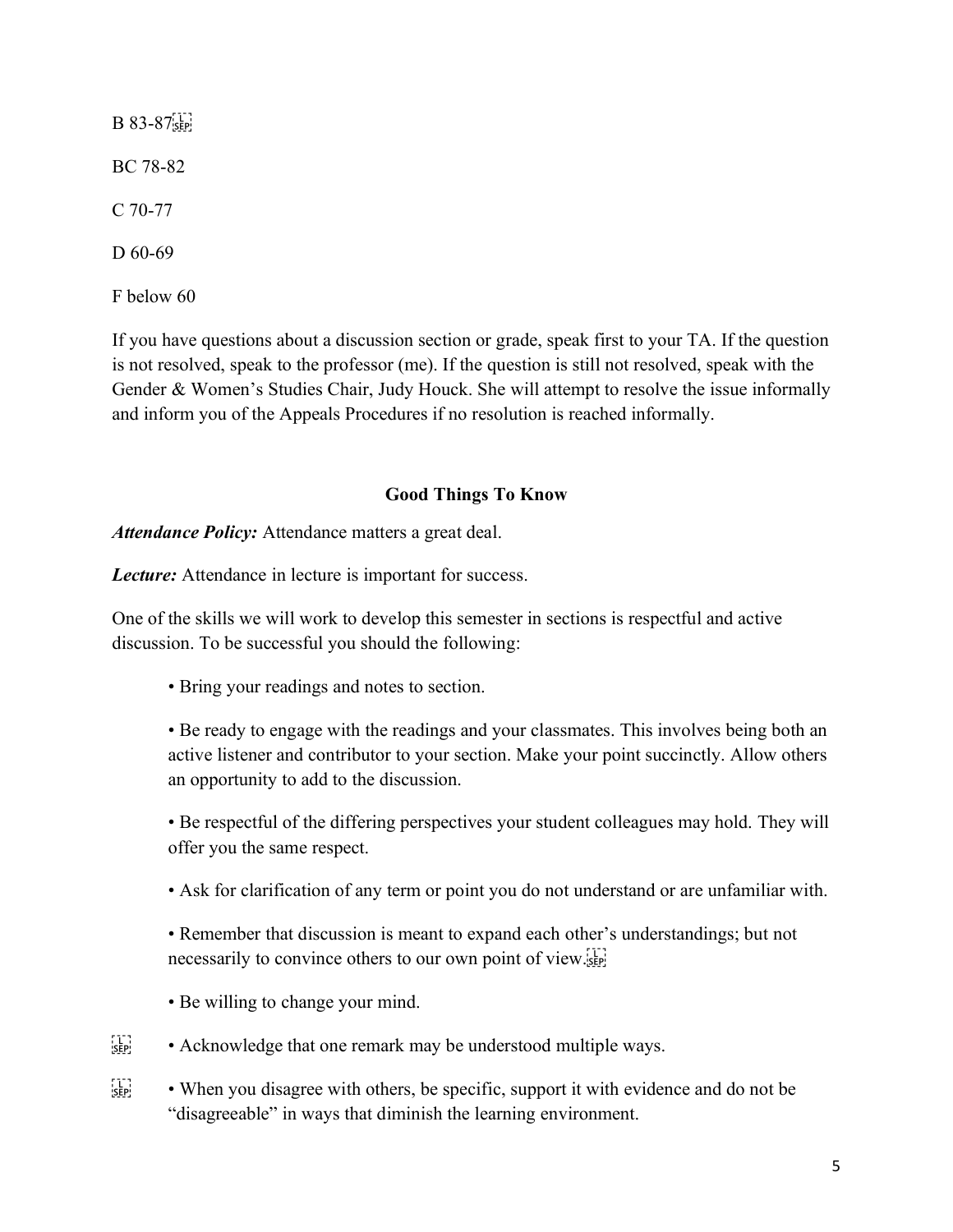B 83-87

BC 78-82

C 70-77

D 60-69

F below 60

If you have questions about a discussion section or grade, speak first to your TA. If the question is not resolved, speak to the professor (me). If the question is still not resolved, speak with the Gender & Women's Studies Chair, Judy Houck. She will attempt to resolve the issue informally and inform you of the Appeals Procedures if no resolution is reached informally.

## Good Things To Know

***Attendance Policy:*** Attendance matters a great deal.

***Lecture:*** Attendance in lecture is important for success.

One of the skills we will work to develop this semester in sections is respectful and active discussion. To be successful you should the following:

- Bring your readings and notes to section.
- Be ready to engage with the readings and your classmates. This involves being both an active listener and contributor to your section. Make your point succinctly. Allow others an opportunity to add to the discussion.
- Be respectful of the differing perspectives your student colleagues may hold. They will offer you the same respect.
- Ask for clarification of any term or point you do not understand or are unfamiliar with.
- Remember that discussion is meant to expand each other's understandings; but not necessarily to convince others to our own point of view.
- Be willing to change your mind.
- Acknowledge that one remark may be understood multiple ways.
- When you disagree with others, be specific, support it with evidence and do not be "disagreeable" in ways that diminish the learning environment.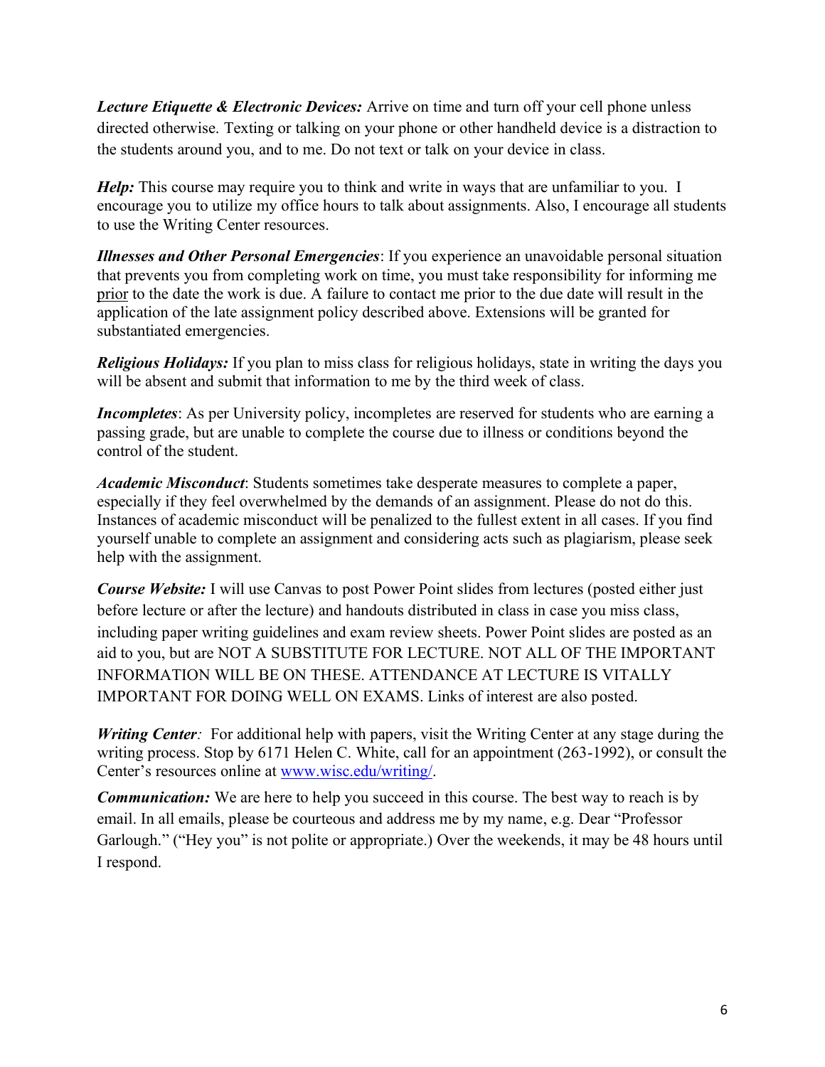***Lecture Etiquette & Electronic Devices:*** Arrive on time and turn off your cell phone unless directed otherwise. Texting or talking on your phone or other handheld device is a distraction to the students around you, and to me. Do not text or talk on your device in class.

***Help:*** This course may require you to think and write in ways that are unfamiliar to you. I encourage you to utilize my office hours to talk about assignments. Also, I encourage all students to use the Writing Center resources.

***Illnesses and Other Personal Emergencies***: If you experience an unavoidable personal situation that prevents you from completing work on time, you must take responsibility for informing me prior to the date the work is due. A failure to contact me prior to the due date will result in the application of the late assignment policy described above. Extensions will be granted for substantiated emergencies.

***Religious Holidays:*** If you plan to miss class for religious holidays, state in writing the days you will be absent and submit that information to me by the third week of class.

***Incompletes***: As per University policy, incompletes are reserved for students who are earning a passing grade, but are unable to complete the course due to illness or conditions beyond the control of the student.

***Academic Misconduct***: Students sometimes take desperate measures to complete a paper, especially if they feel overwhelmed by the demands of an assignment. Please do not do this. Instances of academic misconduct will be penalized to the fullest extent in all cases. If you find yourself unable to complete an assignment and considering acts such as plagiarism, please seek help with the assignment.

***Course Website:*** I will use Canvas to post Power Point slides from lectures (posted either just before lecture or after the lecture) and handouts distributed in class in case you miss class, including paper writing guidelines and exam review sheets. Power Point slides are posted as an aid to you, but are NOT A SUBSTITUTE FOR LECTURE. NOT ALL OF THE IMPORTANT INFORMATION WILL BE ON THESE. ATTENDANCE AT LECTURE IS VITALLY IMPORTANT FOR DOING WELL ON EXAMS. Links of interest are also posted.

***Writing Center**:* For additional help with papers, visit the Writing Center at any stage during the writing process. Stop by 6171 Helen C. White, call for an appointment (263-1992), or consult the Center's resources online at [www.wisc.edu/writing/](http://www.wisc.edu/writing/).

***Communication:*** We are here to help you succeed in this course. The best way to reach is by email. In all emails, please be courteous and address me by my name, e.g. Dear "Professor Garlough." ("Hey you" is not polite or appropriate.) Over the weekends, it may be 48 hours until I respond.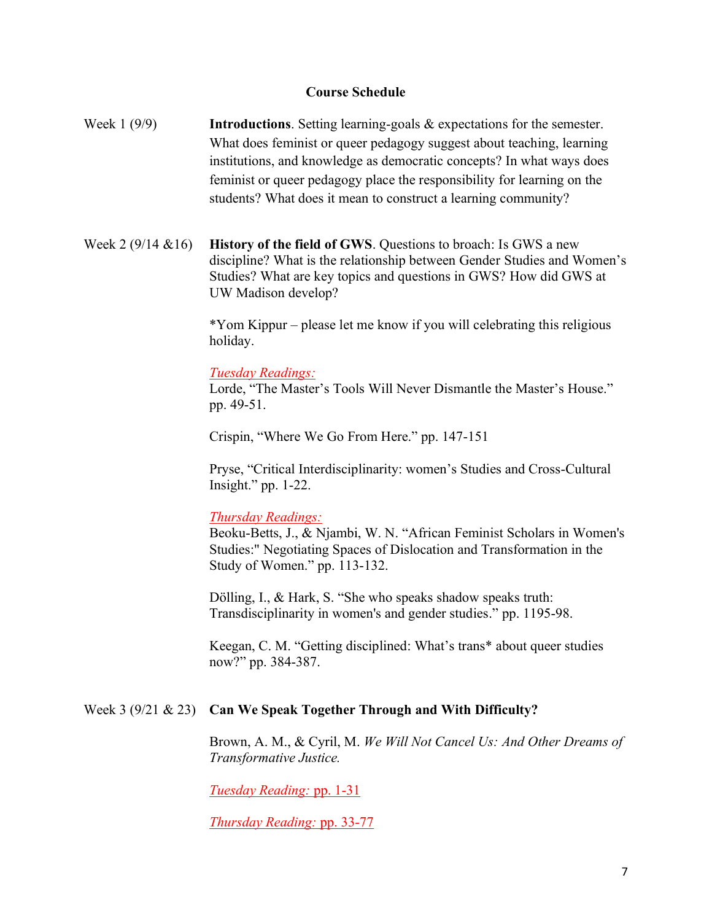## Course Schedule

**Week 1 (9/9)**

**Introductions**. Setting learning-goals & expectations for the semester. What does feminist or queer pedagogy suggest about teaching, learning institutions, and knowledge as democratic concepts? In what ways does feminist or queer pedagogy place the responsibility for learning on the students? What does it mean to construct a learning community?

**Week 2 (9/14 &16)**

**History of the field of GWS**. Questions to broach: Is GWS a new discipline? What is the relationship between Gender Studies and Women's Studies? What are key topics and questions in GWS? How did GWS at UW Madison develop?

*Yom Kippur – please let me know if you will celebrating this religious holiday.

*Tuesday Readings:*

Lorde, "The Master's Tools Will Never Dismantle the Master's House." pp. 49-51.

Crispin, "Where We Go From Here." pp. 147-151

Pryse, "Critical Interdisciplinarity: women's Studies and Cross-Cultural Insight." pp. 1-22.

*Thursday Readings:*

Beoku-Betts, J., & Njambi, W. N. "African Feminist Scholars in Women's Studies:" Negotiating Spaces of Dislocation and Transformation in the Study of Women." pp. 113-132.

Dölling, I., & Hark, S. "She who speaks shadow speaks truth: Transdisciplinarity in women's and gender studies." pp. 1195-98.

Keegan, C. M. "Getting disciplined: What's trans* about queer studies now?" pp. 384-387.

**Week 3 (9/21 & 23)**

**Can We Speak Together Through and With Difficulty?**

Brown, A. M., & Cyril, M. *We Will Not Cancel Us: And Other Dreams of Transformative Justice.*

*Tuesday Reading:* pp. 1-31

*Thursday Reading:* pp. 33-77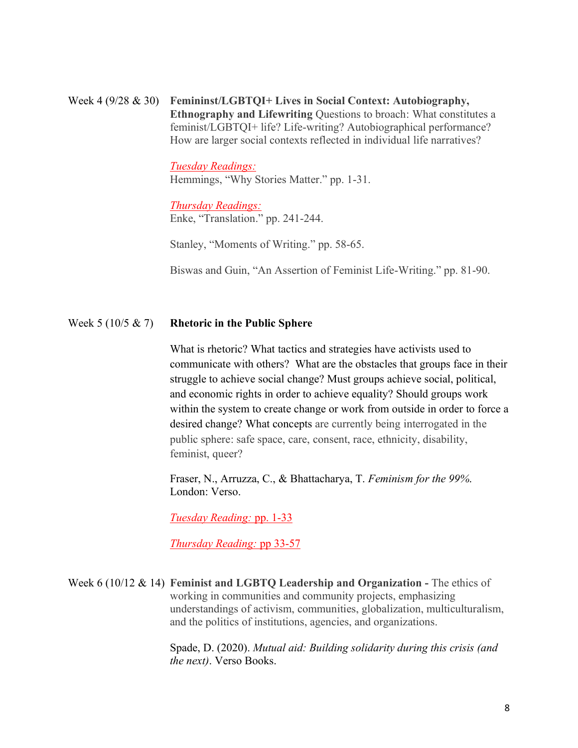Week 4 (9/28 & 30) **Femininst/LGBTQI+ Lives in Social Context: Autobiography, Ethnography and Lifewriting** Questions to broach: What constitutes a feminist/LGBTQI+ life? Life-writing? Autobiographical performance? How are larger social contexts reflected in individual life narratives?

*Tuesday Readings:*
Hemmings, "Why Stories Matter." pp. 1-31.

*Thursday Readings:*
Enke, "Translation." pp. 241-244.

Stanley, "Moments of Writing." pp. 58-65.

Biswas and Guin, "An Assertion of Feminist Life-Writing." pp. 81-90.

Week 5 (10/5 & 7) **Rhetoric in the Public Sphere**

What is rhetoric? What tactics and strategies have activists used to communicate with others? What are the obstacles that groups face in their struggle to achieve social change? Must groups achieve social, political, and economic rights in order to achieve equality? Should groups work within the system to create change or work from outside in order to force a desired change? What concepts are currently being interrogated in the public sphere: safe space, care, consent, race, ethnicity, disability, feminist, queer?

Fraser, N., Arruzza, C., & Bhattacharya, T. *Feminism for the 99%.* London: Verso.

*Tuesday Reading:* pp. 1-33

*Thursday Reading:* pp 33-57

Week 6 (10/12 & 14) **Feminist and LGBTQ Leadership and Organization -** The ethics of working in communities and community projects, emphasizing understandings of activism, communities, globalization, multiculturalism, and the politics of institutions, agencies, and organizations.

Spade, D. (2020). *Mutual aid: Building solidarity during this crisis (and the next)*. Verso Books.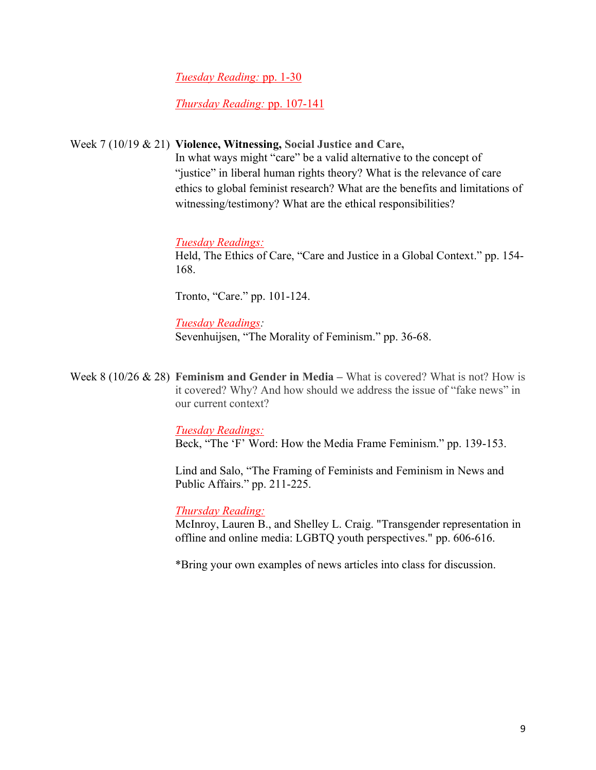*Tuesday Reading:* pp. 1-30

*Thursday Reading:* pp. 107-141

Week 7 (10/19 & 21) **Violence, Witnessing, Social Justice and Care,**
In what ways might "care" be a valid alternative to the concept of "justice" in liberal human rights theory? What is the relevance of care ethics to global feminist research? What are the benefits and limitations of witnessing/testimony? What are the ethical responsibilities?

*Tuesday Readings:*
Held, The Ethics of Care, "Care and Justice in a Global Context." pp. 154-168.

Tronto, "Care." pp. 101-124.

*Tuesday Readings:*
Sevenhuijsen, "The Morality of Feminism." pp. 36-68.

Week 8 (10/26 & 28) **Feminism and Gender in Media –** What is covered? What is not? How is it covered? Why? And how should we address the issue of "fake news" in our current context?

*Tuesday Readings:*
Beck, "The 'F' Word: How the Media Frame Feminism." pp. 139-153.

Lind and Salo, "The Framing of Feminists and Feminism in News and Public Affairs." pp. 211-225.

*Thursday Reading:*
McInroy, Lauren B., and Shelley L. Craig. "Transgender representation in offline and online media: LGBTQ youth perspectives." pp. 606-616.

*Bring your own examples of news articles into class for discussion.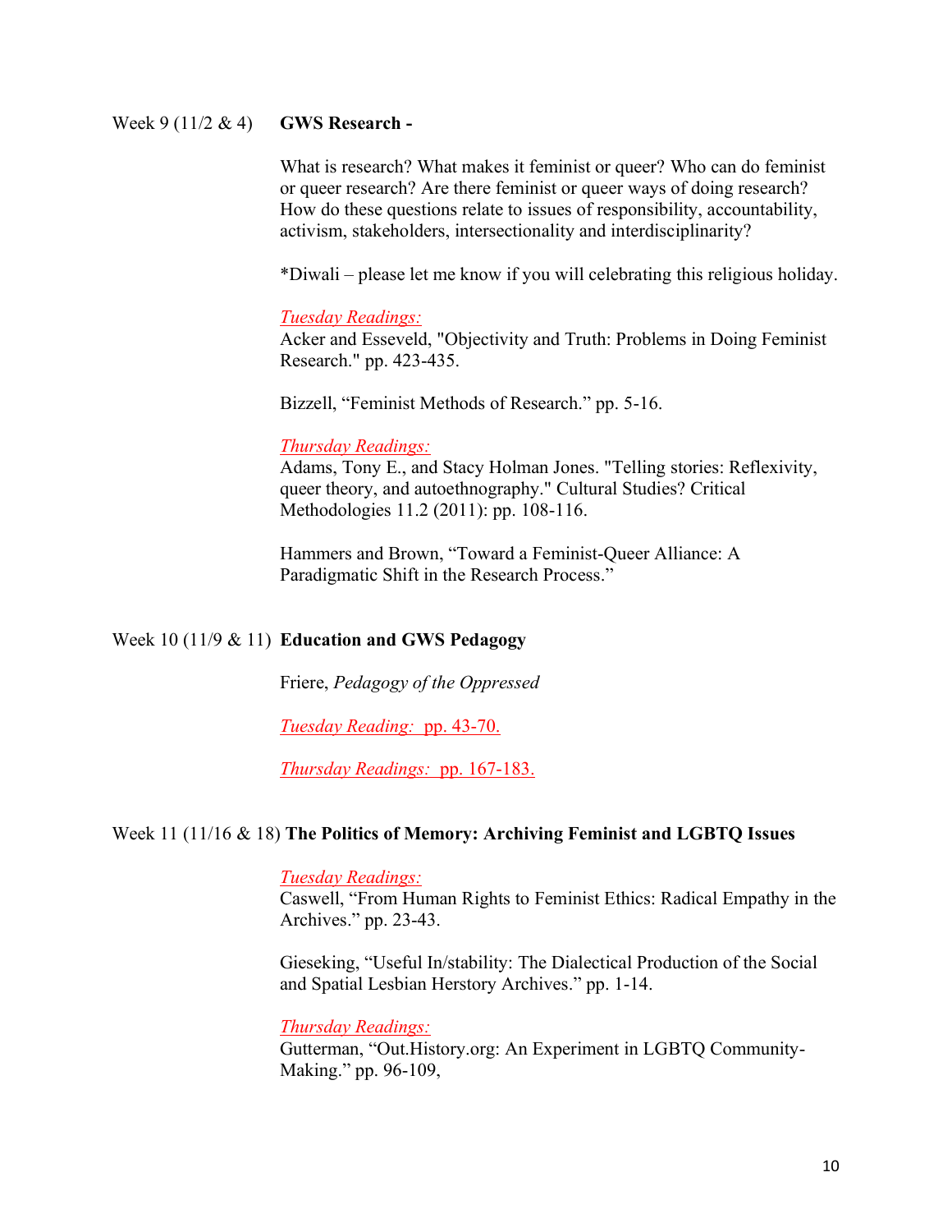Week 9 (11/2 & 4) **GWS Research -**

What is research? What makes it feminist or queer? Who can do feminist or queer research? Are there feminist or queer ways of doing research? How do these questions relate to issues of responsibility, accountability, activism, stakeholders, intersectionality and interdisciplinarity?

*Diwali – please let me know if you will celebrating this religious holiday.

*Tuesday Readings:*

Acker and Esseveld, "Objectivity and Truth: Problems in Doing Feminist Research." pp. 423-435.

Bizzell, "Feminist Methods of Research." pp. 5-16.

*Thursday Readings:*

Adams, Tony E., and Stacy Holman Jones. "Telling stories: Reflexivity, queer theory, and autoethnography." Cultural Studies? Critical Methodologies 11.2 (2011): pp. 108-116.

Hammers and Brown, "Toward a Feminist-Queer Alliance: A Paradigmatic Shift in the Research Process."

Week 10 (11/9 & 11) **Education and GWS Pedagogy**

Friere, *Pedagogy of the Oppressed*

*Tuesday Reading:* pp. 43-70.

*Thursday Readings:* pp. 167-183.

Week 11 (11/16 & 18) **The Politics of Memory: Archiving Feminist and LGBTQ Issues**

*Tuesday Readings:*

Caswell, "From Human Rights to Feminist Ethics: Radical Empathy in the Archives." pp. 23-43.

Gieseking, "Useful In/stability: The Dialectical Production of the Social and Spatial Lesbian Herstory Archives." pp. 1-14.

*Thursday Readings:*

Gutterman, "Out.History.org: An Experiment in LGBTQ Community-Making." pp. 96-109,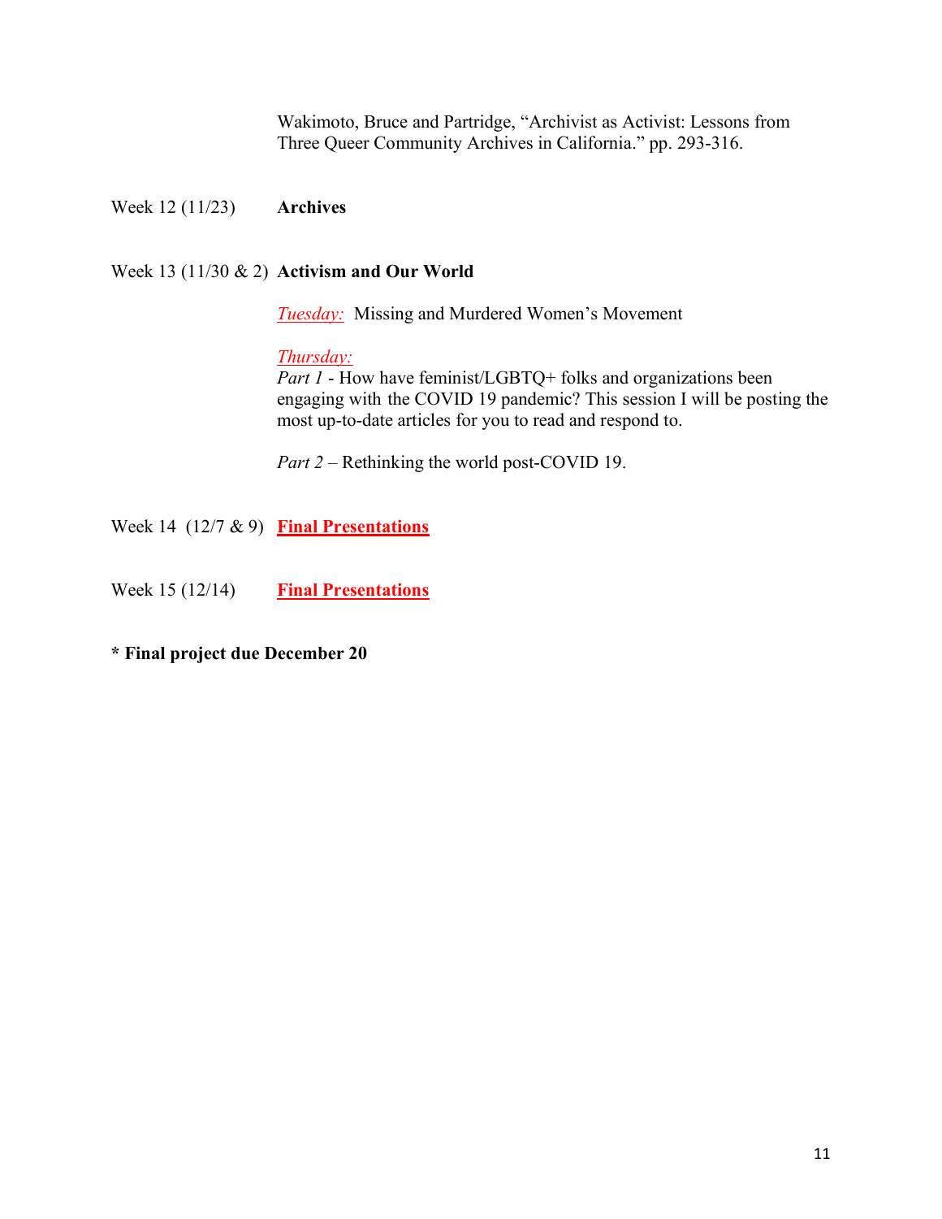Wakimoto, Bruce and Partridge, "Archivist as Activist: Lessons from Three Queer Community Archives in California." pp. 293-316.

Week 12 (11/23) **Archives**

Week 13 (11/30 & 2) **Activism and Our World**

*Tuesday:* Missing and Murdered Women's Movement

*Thursday:*
*Part 1* - How have feminist/LGBTQ+ folks and organizations been engaging with the COVID 19 pandemic? This session I will be posting the most up-to-date articles for you to read and respond to.

*Part 2* – Rethinking the world post-COVID 19.

Week 14 (12/7 & 9) **Final Presentations**

Week 15 (12/14) **Final Presentations**

**\* Final project due December 20**